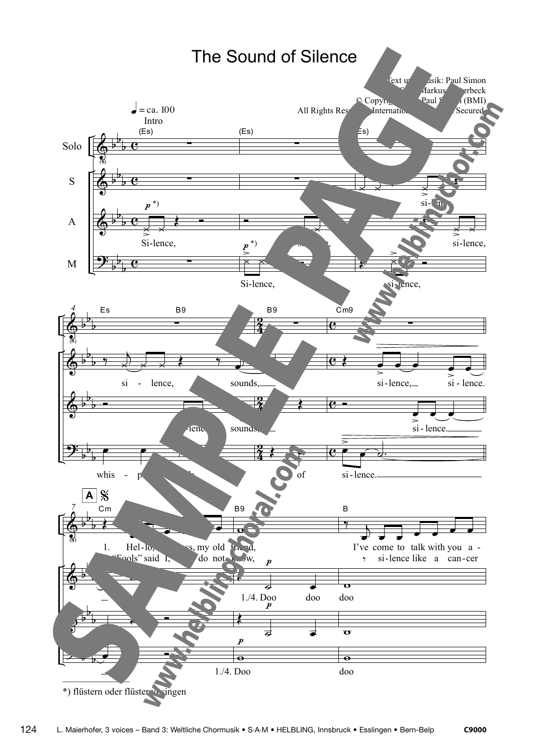# The Sound of Silence

Text und Musik: Paul Simon
Satz: Markus Detterbeck
© Copyright Paul Simon (BMI)
All Rights Reserved. International Copyright Secured.

*) flüstern oder flüsternd singen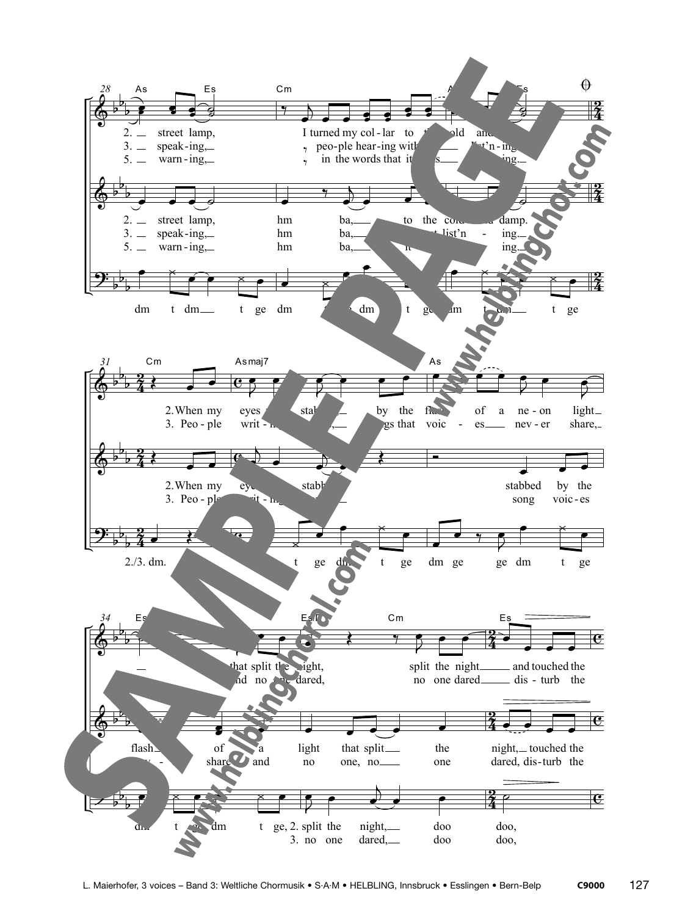28 As Es Cm As Es

2. street lamp, I turned my col - lar to the cold and damp.
3. speak - ing, peo - ple hear - ing with - out list'n - ing,
5. warn - ing, in the words that it was form - ing.

2. street lamp, hm ba, to the cold and damp.
3. speak - ing, hm ba, with - out list'n - ing.
5. warn - ing, hm ba, it was form - ing.

dm t dm t ge dm t ge dm t ge dm t dm t ge

31 Cm Asmaj7 As

2. When my eyes were stabbed by the flash of a ne - on light
3. Peo - ple writ - ing songs that voic - es nev - er share,

2. When my eyes were stabbed stabbed by the
3. Peo - ple writ - ing songs song voic - es

2./3. dm. t ge dm t ge dm ge ge dm t ge

34 Es Es/B Cm Es

that split the night, split the night and touched the
and no one dared, no one dared dis - turb the

flash of a light that split the night, touched the
share and no one, no one dared, dis - turb the

dm t ge dm t ge, 2. split the night, doo doo,
3. no one dared, doo doo,

SAMPLE PAGE

www.helblingchor.com

www.helblingchoral.com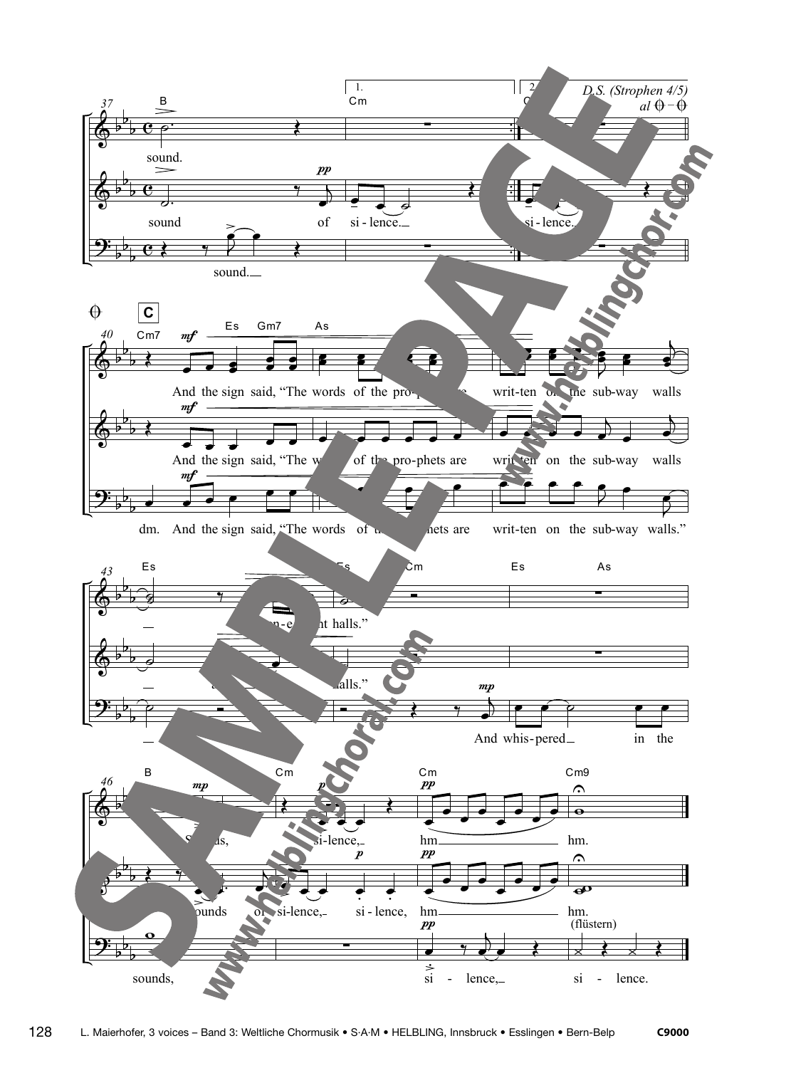D.S. (Strophen 4/5) al 𝄌 – 𝄌

37 B — 1. Cm — 2.

sound.

sound of si - lence. si - lence.

sound.

𝄌 **C**

40 Cm7 — Es Gm7 As

*mf*

And the sign said, "The words of the pro-phets are writ-ten on the sub-way walls

And the sign said, "The words of the pro-phets are writ-ten on the sub-way walls

dm. And the sign said, "The words of the pro-phets are writ-ten on the sub-way walls."

43 Es — Es Cm — Es As

ten-e-ment halls."

halls."

*mp*

And whis-pered in the

46 B — Cm — Cm — Cm9

*mp* *p* *pp*

Sounds, si-lence, hm hm.

sounds of si-lence, si - lence, hm hm.

sounds, si - lence, si - lence.

(flüstern)